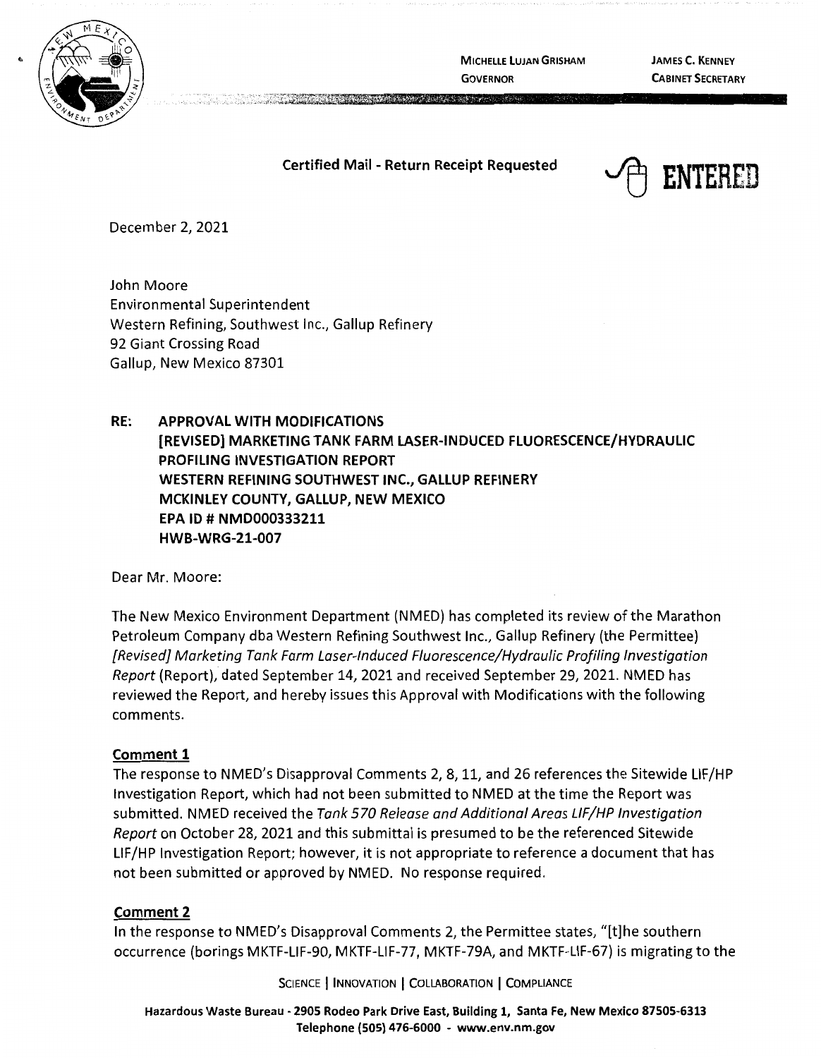MICHELLE LUJAN GRISHAM
GOVERNOR

JAMES C. KENNEY
CABINET SECRETARY

**Certified Mail - Return Receipt Requested**

ENTERED

December 2, 2021

John Moore
Environmental Superintendent
Western Refining, Southwest Inc., Gallup Refinery
92 Giant Crossing Road
Gallup, New Mexico 87301

**RE: APPROVAL WITH MODIFICATIONS**
**[REVISED] MARKETING TANK FARM LASER-INDUCED FLUORESCENCE/HYDRAULIC PROFILING INVESTIGATION REPORT**
**WESTERN REFINING SOUTHWEST INC., GALLUP REFINERY**
**MCKINLEY COUNTY, GALLUP, NEW MEXICO**
**EPA ID # NMD000333211**
**HWB-WRG-21-007**

Dear Mr. Moore:

The New Mexico Environment Department (NMED) has completed its review of the Marathon Petroleum Company dba Western Refining Southwest Inc., Gallup Refinery (the Permittee) *[Revised] Marketing Tank Farm Laser-Induced Fluorescence/Hydraulic Profiling Investigation Report* (Report), dated September 14, 2021 and received September 29, 2021. NMED has reviewed the Report, and hereby issues this Approval with Modifications with the following comments.

**Comment 1**

The response to NMED's Disapproval Comments 2, 8, 11, and 26 references the Sitewide LIF/HP Investigation Report, which had not been submitted to NMED at the time the Report was submitted. NMED received the *Tank 570 Release and Additional Areas LIF/HP Investigation Report* on October 28, 2021 and this submittal is presumed to be the referenced Sitewide LIF/HP Investigation Report; however, it is not appropriate to reference a document that has not been submitted or approved by NMED. No response required.

**Comment 2**

In the response to NMED's Disapproval Comments 2, the Permittee states, "[t]he southern occurrence (borings MKTF-LIF-90, MKTF-LIF-77, MKTF-79A, and MKTF-LIF-67) is migrating to the

SCIENCE | INNOVATION | COLLABORATION | COMPLIANCE

Hazardous Waste Bureau - 2905 Rodeo Park Drive East, Building 1, Santa Fe, New Mexico 87505-6313
Telephone (505) 476-6000 - www.env.nm.gov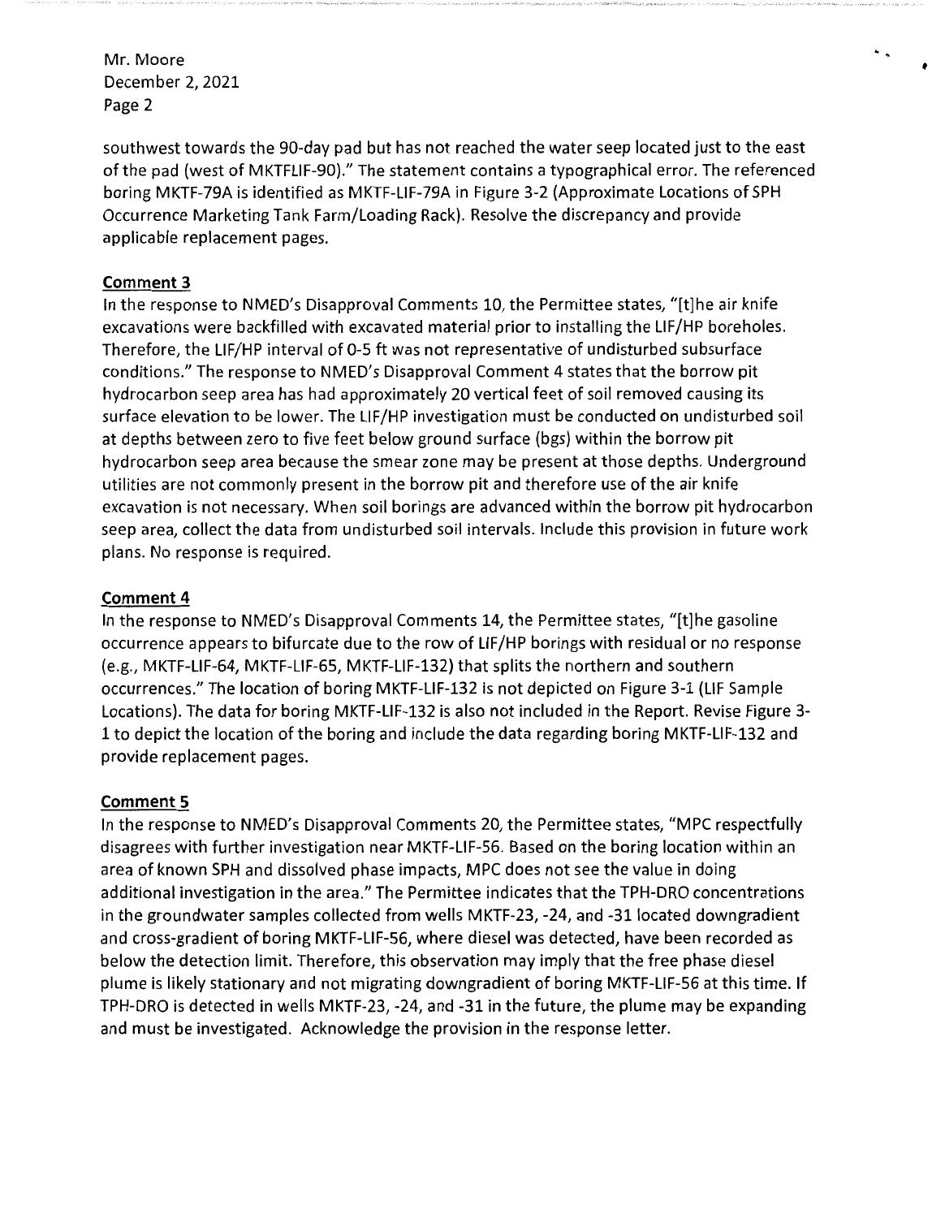southwest towards the 90-day pad but has not reached the water seep located just to the east of the pad (west of MKTFLIF-90)." The statement contains a typographical error. The referenced boring MKTF-79A is identified as MKTF-LIF-79A in Figure 3-2 (Approximate Locations of SPH Occurrence Marketing Tank Farm/Loading Rack). Resolve the discrepancy and provide applicable replacement pages.

**Comment 3**

In the response to NMED's Disapproval Comments 10, the Permittee states, "[t]he air knife excavations were backfilled with excavated material prior to installing the LIF/HP boreholes. Therefore, the LIF/HP interval of 0-5 ft was not representative of undisturbed subsurface conditions." The response to NMED's Disapproval Comment 4 states that the borrow pit hydrocarbon seep area has had approximately 20 vertical feet of soil removed causing its surface elevation to be lower. The LIF/HP investigation must be conducted on undisturbed soil at depths between zero to five feet below ground surface (bgs) within the borrow pit hydrocarbon seep area because the smear zone may be present at those depths. Underground utilities are not commonly present in the borrow pit and therefore use of the air knife excavation is not necessary. When soil borings are advanced within the borrow pit hydrocarbon seep area, collect the data from undisturbed soil intervals. Include this provision in future work plans. No response is required.

**Comment 4**

In the response to NMED's Disapproval Comments 14, the Permittee states, "[t]he gasoline occurrence appears to bifurcate due to the row of LIF/HP borings with residual or no response (e.g., MKTF-LIF-64, MKTF-LIF-65, MKTF-LIF-132) that splits the northern and southern occurrences." The location of boring MKTF-LIF-132 is not depicted on Figure 3-1 (LIF Sample Locations). The data for boring MKTF-LIF-132 is also not included in the Report. Revise Figure 3-1 to depict the location of the boring and include the data regarding boring MKTF-LIF-132 and provide replacement pages.

**Comment 5**

In the response to NMED's Disapproval Comments 20, the Permittee states, "MPC respectfully disagrees with further investigation near MKTF-LIF-56. Based on the boring location within an area of known SPH and dissolved phase impacts, MPC does not see the value in doing additional investigation in the area." The Permittee indicates that the TPH-DRO concentrations in the groundwater samples collected from wells MKTF-23, -24, and -31 located downgradient and cross-gradient of boring MKTF-LIF-56, where diesel was detected, have been recorded as below the detection limit. Therefore, this observation may imply that the free phase diesel plume is likely stationary and not migrating downgradient of boring MKTF-LIF-56 at this time. If TPH-DRO is detected in wells MKTF-23, -24, and -31 in the future, the plume may be expanding and must be investigated. Acknowledge the provision in the response letter.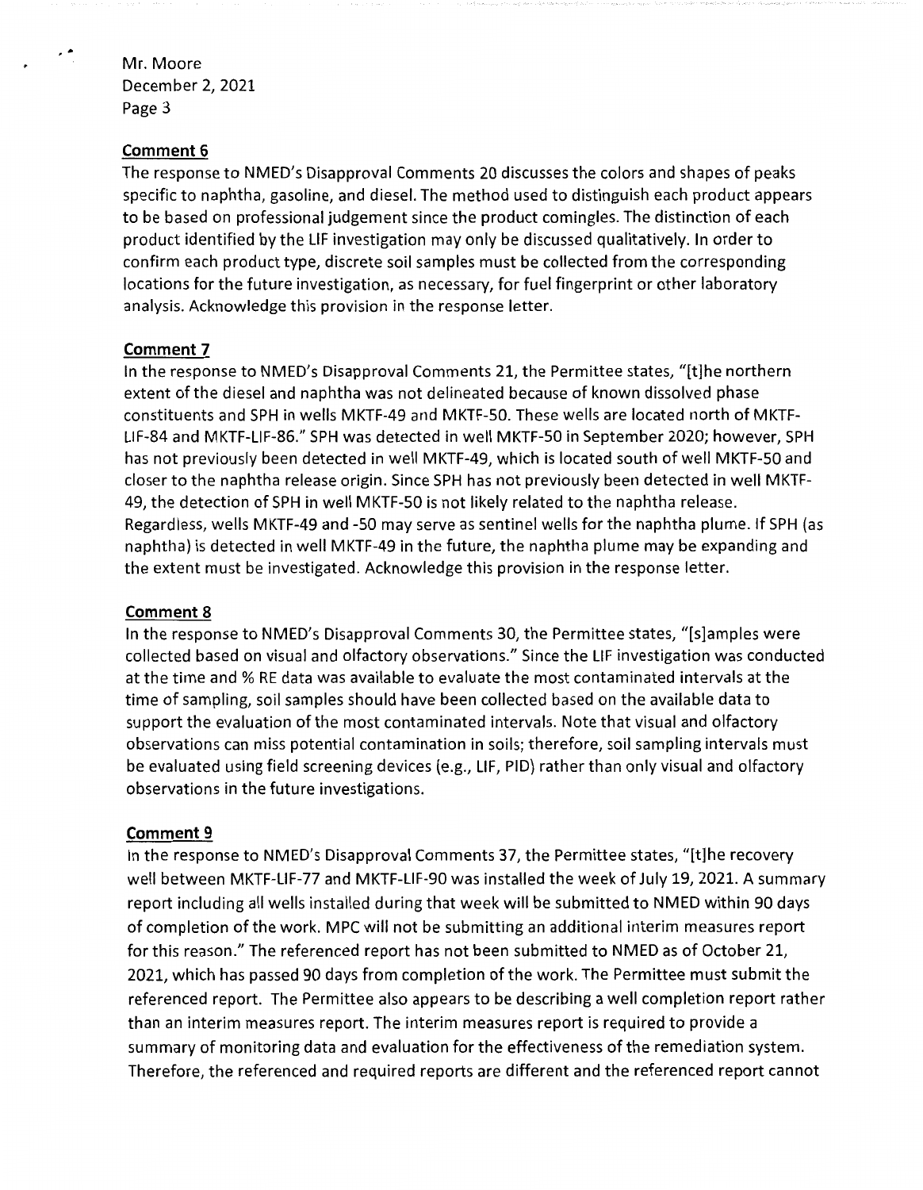**Comment 6**

The response to NMED's Disapproval Comments 20 discusses the colors and shapes of peaks specific to naphtha, gasoline, and diesel. The method used to distinguish each product appears to be based on professional judgement since the product comingles. The distinction of each product identified by the LIF investigation may only be discussed qualitatively. In order to confirm each product type, discrete soil samples must be collected from the corresponding locations for the future investigation, as necessary, for fuel fingerprint or other laboratory analysis. Acknowledge this provision in the response letter.

**Comment 7**

In the response to NMED's Disapproval Comments 21, the Permittee states, "[t]he northern extent of the diesel and naphtha was not delineated because of known dissolved phase constituents and SPH in wells MKTF-49 and MKTF-50. These wells are located north of MKTF-LIF-84 and MKTF-LIF-86." SPH was detected in well MKTF-50 in September 2020; however, SPH has not previously been detected in well MKTF-49, which is located south of well MKTF-50 and closer to the naphtha release origin. Since SPH has not previously been detected in well MKTF-49, the detection of SPH in well MKTF-50 is not likely related to the naphtha release. Regardless, wells MKTF-49 and -50 may serve as sentinel wells for the naphtha plume. If SPH (as naphtha) is detected in well MKTF-49 in the future, the naphtha plume may be expanding and the extent must be investigated. Acknowledge this provision in the response letter.

**Comment 8**

In the response to NMED's Disapproval Comments 30, the Permittee states, "[s]amples were collected based on visual and olfactory observations." Since the LIF investigation was conducted at the time and % RE data was available to evaluate the most contaminated intervals at the time of sampling, soil samples should have been collected based on the available data to support the evaluation of the most contaminated intervals. Note that visual and olfactory observations can miss potential contamination in soils; therefore, soil sampling intervals must be evaluated using field screening devices (e.g., LIF, PID) rather than only visual and olfactory observations in the future investigations.

**Comment 9**

In the response to NMED's Disapproval Comments 37, the Permittee states, "[t]he recovery well between MKTF-LIF-77 and MKTF-LIF-90 was installed the week of July 19, 2021. A summary report including all wells installed during that week will be submitted to NMED within 90 days of completion of the work. MPC will not be submitting an additional interim measures report for this reason." The referenced report has not been submitted to NMED as of October 21, 2021, which has passed 90 days from completion of the work. The Permittee must submit the referenced report. The Permittee also appears to be describing a well completion report rather than an interim measures report. The interim measures report is required to provide a summary of monitoring data and evaluation for the effectiveness of the remediation system. Therefore, the referenced and required reports are different and the referenced report cannot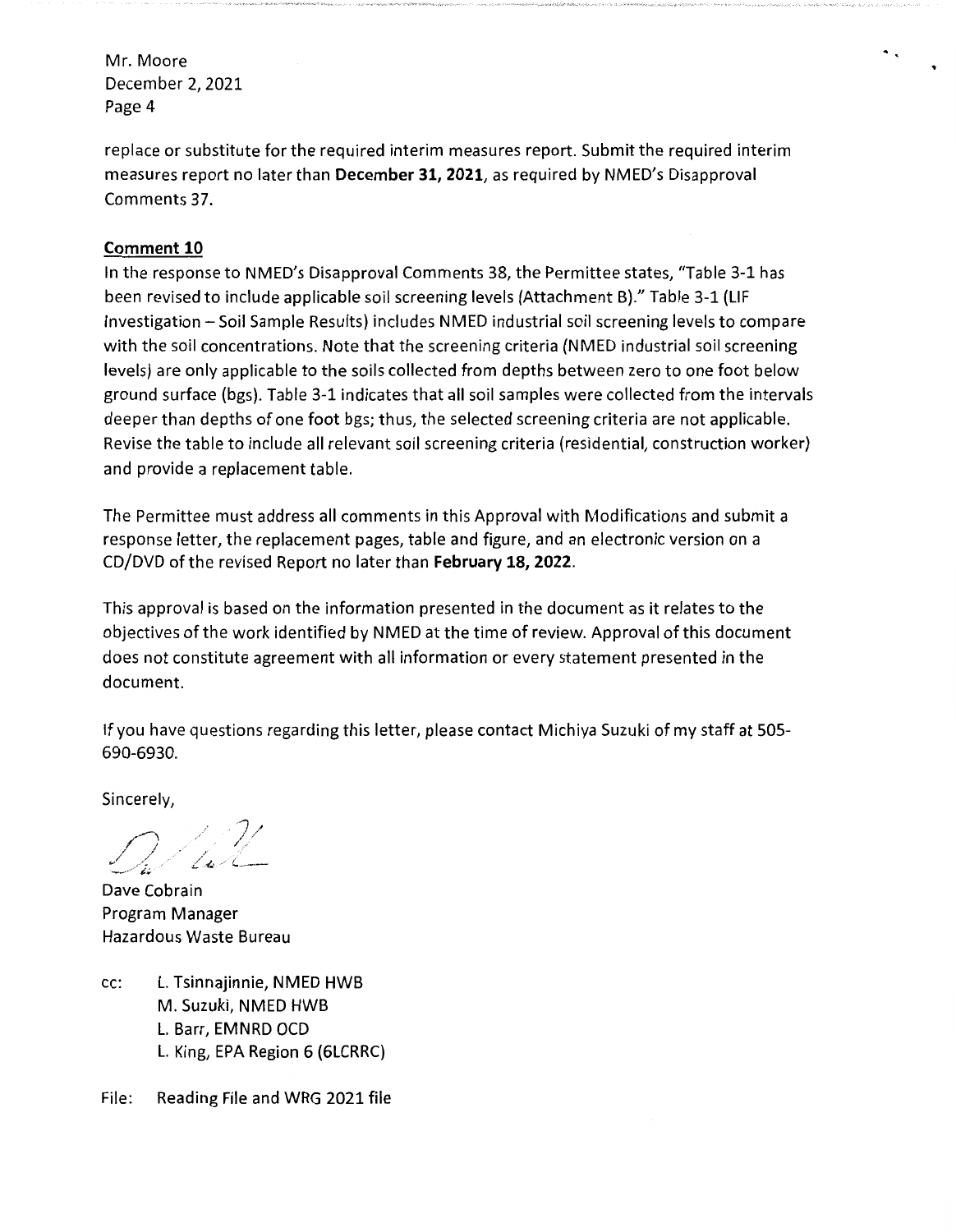replace or substitute for the required interim measures report. Submit the required interim measures report no later than **December 31, 2021**, as required by NMED's Disapproval Comments 37.

**Comment 10**

In the response to NMED's Disapproval Comments 38, the Permittee states, "Table 3-1 has been revised to include applicable soil screening levels (Attachment B)." Table 3-1 (LIF Investigation – Soil Sample Results) includes NMED industrial soil screening levels to compare with the soil concentrations. Note that the screening criteria (NMED industrial soil screening levels) are only applicable to the soils collected from depths between zero to one foot below ground surface (bgs). Table 3-1 indicates that all soil samples were collected from the intervals deeper than depths of one foot bgs; thus, the selected screening criteria are not applicable. Revise the table to include all relevant soil screening criteria (residential, construction worker) and provide a replacement table.

The Permittee must address all comments in this Approval with Modifications and submit a response letter, the replacement pages, table and figure, and an electronic version on a CD/DVD of the revised Report no later than **February 18, 2022**.

This approval is based on the information presented in the document as it relates to the objectives of the work identified by NMED at the time of review. Approval of this document does not constitute agreement with all information or every statement presented in the document.

If you have questions regarding this letter, please contact Michiya Suzuki of my staff at 505-690-6930.

Sincerely,

Dave Cobrain
Program Manager
Hazardous Waste Bureau

cc: L. Tsinnajinnie, NMED HWB
M. Suzuki, NMED HWB
L. Barr, EMNRD OCD
L. King, EPA Region 6 (6LCRRC)

File: Reading File and WRG 2021 file